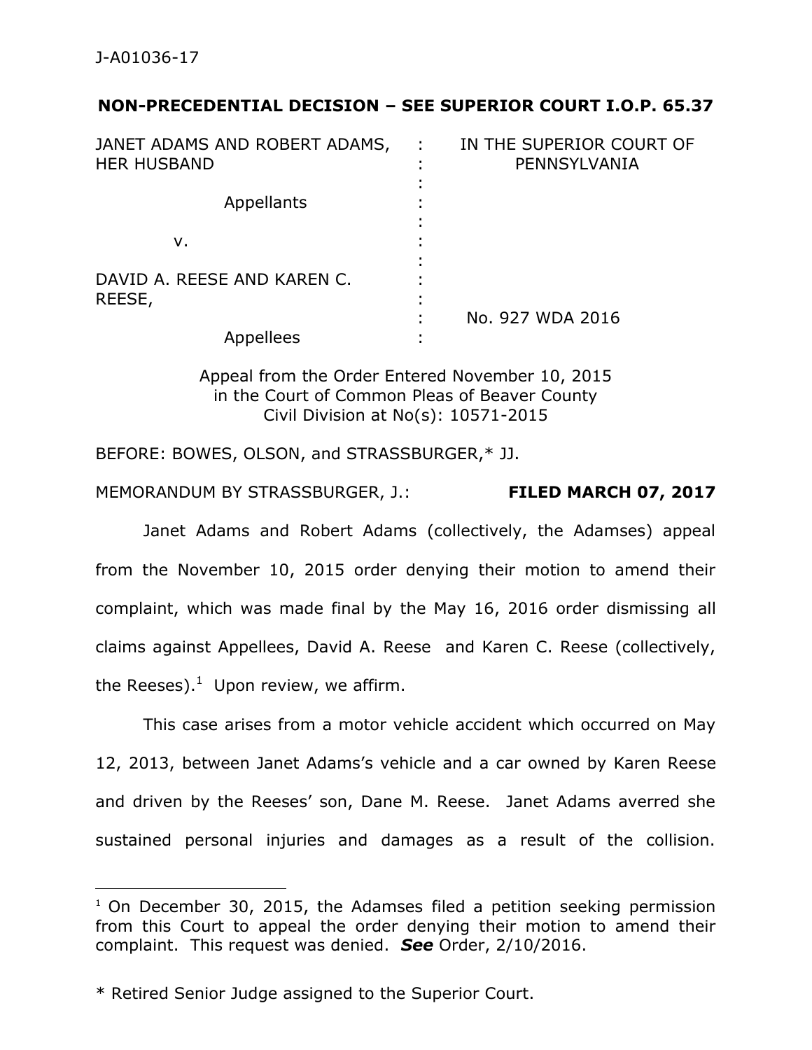J-A01036-17

**NON-PRECEDENTIAL DECISION – SEE SUPERIOR COURT I.O.P. 65.37**

| | | |
|---|---|---|
| JANET ADAMS AND ROBERT ADAMS, HER HUSBAND | : | IN THE SUPERIOR COURT OF PENNSYLVANIA |
| Appellants | : | |
| v. | : | |
| DAVID A. REESE AND KAREN C. REESE, | : | |
| Appellees | : | No. 927 WDA 2016 |

Appeal from the Order Entered November 10, 2015
in the Court of Common Pleas of Beaver County
Civil Division at No(s): 10571-2015

BEFORE: BOWES, OLSON, and STRASSBURGER,* JJ.

MEMORANDUM BY STRASSBURGER, J.: **FILED MARCH 07, 2017**

Janet Adams and Robert Adams (collectively, the Adamses) appeal from the November 10, 2015 order denying their motion to amend their complaint, which was made final by the May 16, 2016 order dismissing all claims against Appellees, David A. Reese and Karen C. Reese (collectively, the Reeses).[1] Upon review, we affirm.

This case arises from a motor vehicle accident which occurred on May 12, 2013, between Janet Adams's vehicle and a car owned by Karen Reese and driven by the Reeses' son, Dane M. Reese. Janet Adams averred she sustained personal injuries and damages as a result of the collision.

---

[1] On December 30, 2015, the Adamses filed a petition seeking permission from this Court to appeal the order denying their motion to amend their complaint. This request was denied. ***See*** Order, 2/10/2016.

\* Retired Senior Judge assigned to the Superior Court.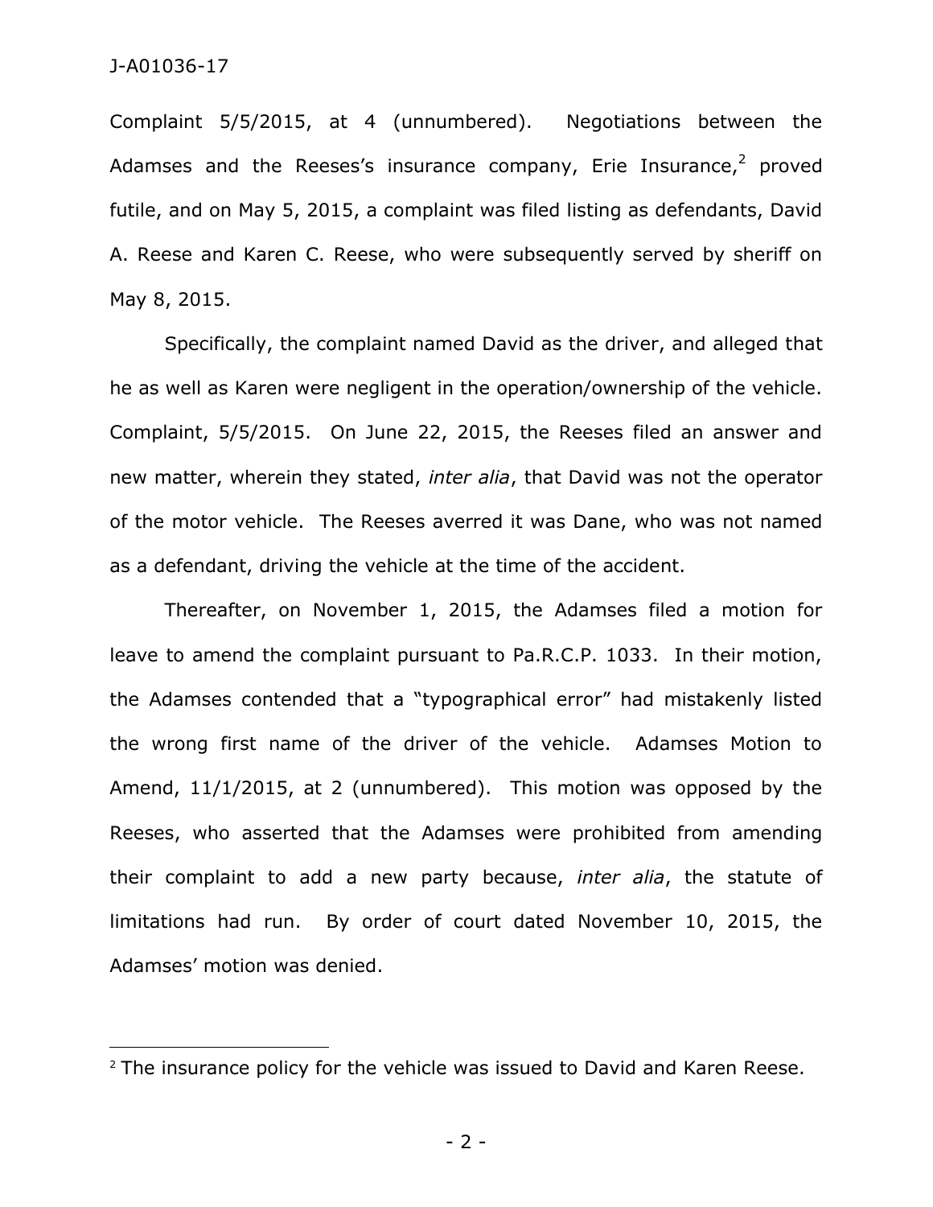Complaint 5/5/2015, at 4 (unnumbered). Negotiations between the Adamses and the Reeses's insurance company, Erie Insurance,[2] proved futile, and on May 5, 2015, a complaint was filed listing as defendants, David A. Reese and Karen C. Reese, who were subsequently served by sheriff on May 8, 2015.

Specifically, the complaint named David as the driver, and alleged that he as well as Karen were negligent in the operation/ownership of the vehicle. Complaint, 5/5/2015. On June 22, 2015, the Reeses filed an answer and new matter, wherein they stated, *inter alia*, that David was not the operator of the motor vehicle. The Reeses averred it was Dane, who was not named as a defendant, driving the vehicle at the time of the accident.

Thereafter, on November 1, 2015, the Adamses filed a motion for leave to amend the complaint pursuant to Pa.R.C.P. 1033. In their motion, the Adamses contended that a "typographical error" had mistakenly listed the wrong first name of the driver of the vehicle. Adamses Motion to Amend, 11/1/2015, at 2 (unnumbered). This motion was opposed by the Reeses, who asserted that the Adamses were prohibited from amending their complaint to add a new party because, *inter alia*, the statute of limitations had run. By order of court dated November 10, 2015, the Adamses' motion was denied.

---

[2] The insurance policy for the vehicle was issued to David and Karen Reese.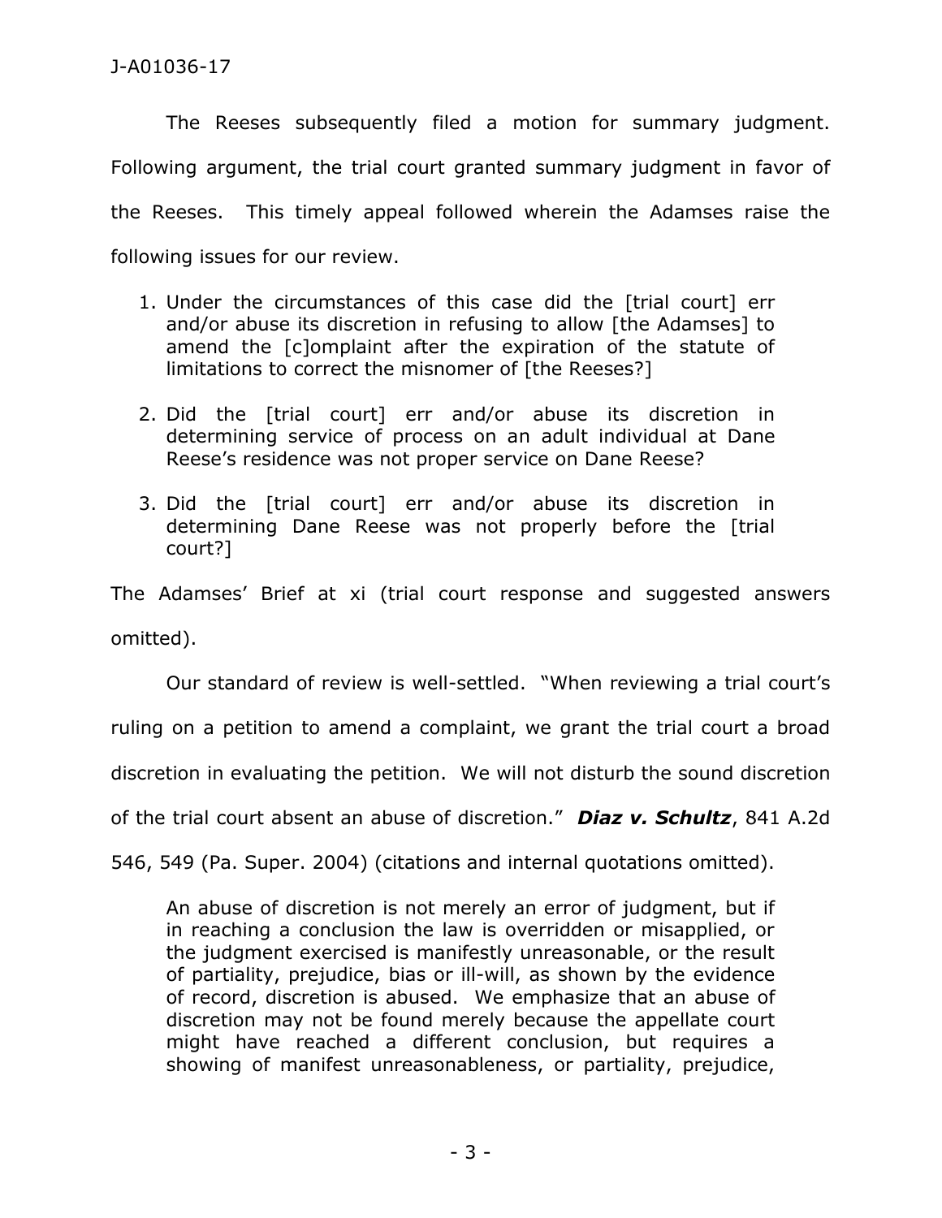The Reeses subsequently filed a motion for summary judgment. Following argument, the trial court granted summary judgment in favor of the Reeses. This timely appeal followed wherein the Adamses raise the following issues for our review.

> 1. Under the circumstances of this case did the [trial court] err and/or abuse its discretion in refusing to allow [the Adamses] to amend the [c]omplaint after the expiration of the statute of limitations to correct the misnomer of [the Reeses?]
>
> 2. Did the [trial court] err and/or abuse its discretion in determining service of process on an adult individual at Dane Reese's residence was not proper service on Dane Reese?
>
> 3. Did the [trial court] err and/or abuse its discretion in determining Dane Reese was not properly before the [trial court?]

The Adamses' Brief at xi (trial court response and suggested answers omitted).

Our standard of review is well-settled. "When reviewing a trial court's ruling on a petition to amend a complaint, we grant the trial court a broad discretion in evaluating the petition. We will not disturb the sound discretion of the trial court absent an abuse of discretion." ***Diaz v. Schultz***, 841 A.2d 546, 549 (Pa. Super. 2004) (citations and internal quotations omitted).

> An abuse of discretion is not merely an error of judgment, but if in reaching a conclusion the law is overridden or misapplied, or the judgment exercised is manifestly unreasonable, or the result of partiality, prejudice, bias or ill-will, as shown by the evidence of record, discretion is abused. We emphasize that an abuse of discretion may not be found merely because the appellate court might have reached a different conclusion, but requires a showing of manifest unreasonableness, or partiality, prejudice,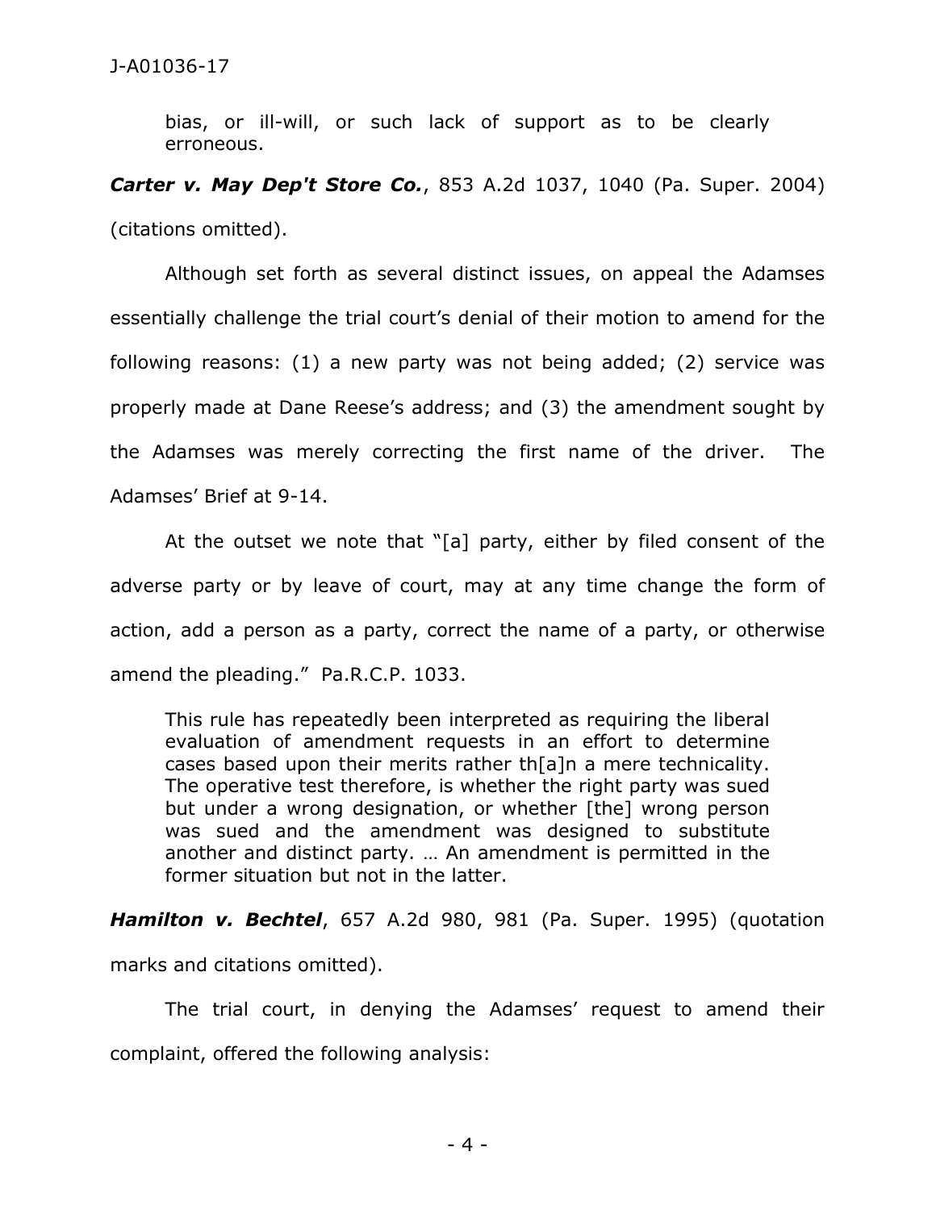> bias, or ill-will, or such lack of support as to be clearly erroneous.

***Carter v. May Dep't Store Co.***, 853 A.2d 1037, 1040 (Pa. Super. 2004) (citations omitted).

Although set forth as several distinct issues, on appeal the Adamses essentially challenge the trial court's denial of their motion to amend for the following reasons: (1) a new party was not being added; (2) service was properly made at Dane Reese's address; and (3) the amendment sought by the Adamses was merely correcting the first name of the driver. The Adamses' Brief at 9-14.

At the outset we note that "[a] party, either by filed consent of the adverse party or by leave of court, may at any time change the form of action, add a person as a party, correct the name of a party, or otherwise amend the pleading." Pa.R.C.P. 1033.

> This rule has repeatedly been interpreted as requiring the liberal evaluation of amendment requests in an effort to determine cases based upon their merits rather th[a]n a mere technicality. The operative test therefore, is whether the right party was sued but under a wrong designation, or whether [the] wrong person was sued and the amendment was designed to substitute another and distinct party. … An amendment is permitted in the former situation but not in the latter.

***Hamilton v. Bechtel***, 657 A.2d 980, 981 (Pa. Super. 1995) (quotation marks and citations omitted).

The trial court, in denying the Adamses' request to amend their complaint, offered the following analysis: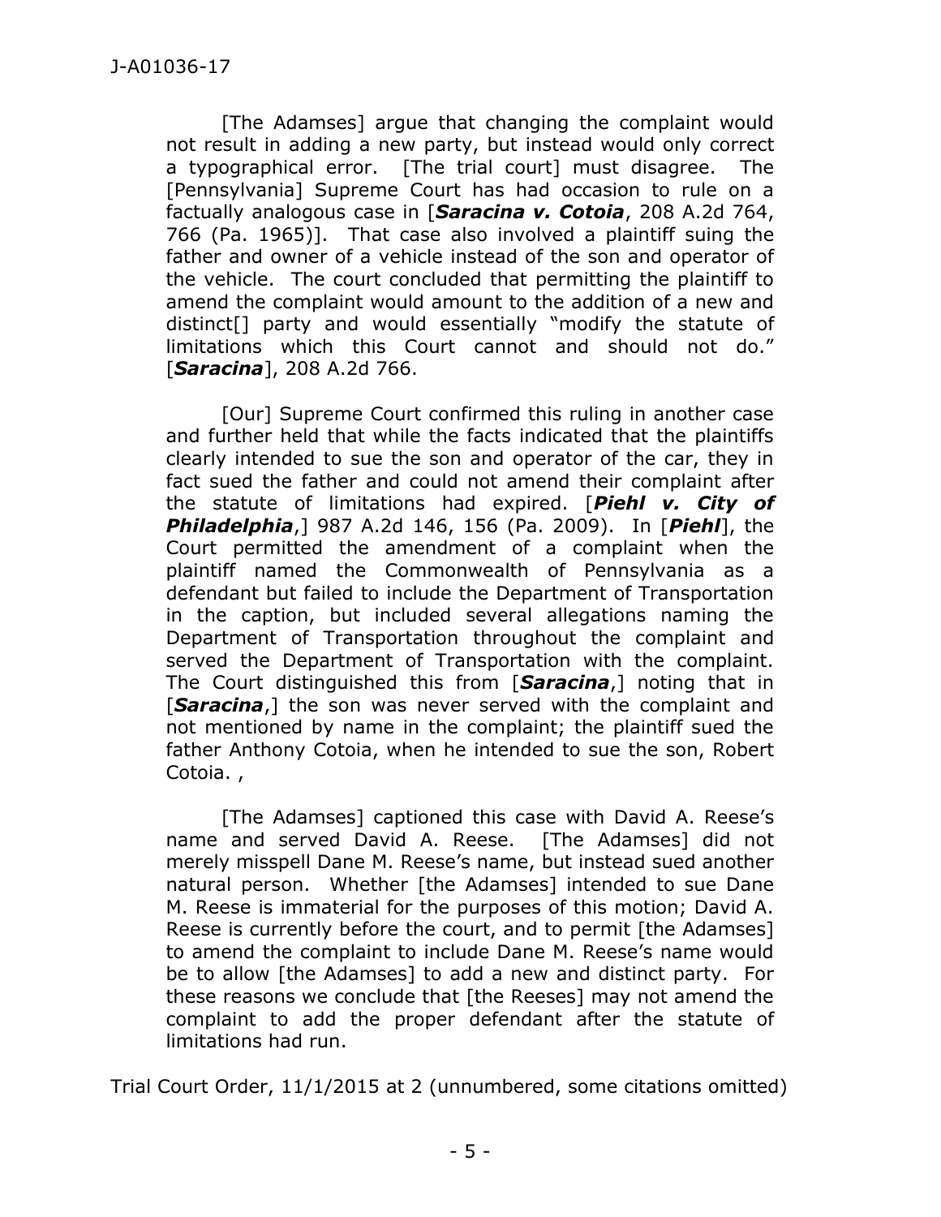[The Adamses] argue that changing the complaint would not result in adding a new party, but instead would only correct a typographical error. [The trial court] must disagree. The [Pennsylvania] Supreme Court has had occasion to rule on a factually analogous case in [***Saracina v. Cotoia***, 208 A.2d 764, 766 (Pa. 1965)]. That case also involved a plaintiff suing the father and owner of a vehicle instead of the son and operator of the vehicle. The court concluded that permitting the plaintiff to amend the complaint would amount to the addition of a new and distinct[] party and would essentially "modify the statute of limitations which this Court cannot and should not do." [***Saracina***], 208 A.2d 766.

[Our] Supreme Court confirmed this ruling in another case and further held that while the facts indicated that the plaintiffs clearly intended to sue the son and operator of the car, they in fact sued the father and could not amend their complaint after the statute of limitations had expired. [***Piehl v. City of Philadelphia***,] 987 A.2d 146, 156 (Pa. 2009). In [***Piehl***], the Court permitted the amendment of a complaint when the plaintiff named the Commonwealth of Pennsylvania as a defendant but failed to include the Department of Transportation in the caption, but included several allegations naming the Department of Transportation throughout the complaint and served the Department of Transportation with the complaint. The Court distinguished this from [***Saracina***,] noting that in [***Saracina***,] the son was never served with the complaint and not mentioned by name in the complaint; the plaintiff sued the father Anthony Cotoia, when he intended to sue the son, Robert Cotoia. ,

[The Adamses] captioned this case with David A. Reese's name and served David A. Reese. [The Adamses] did not merely misspell Dane M. Reese's name, but instead sued another natural person. Whether [the Adamses] intended to sue Dane M. Reese is immaterial for the purposes of this motion; David A. Reese is currently before the court, and to permit [the Adamses] to amend the complaint to include Dane M. Reese's name would be to allow [the Adamses] to add a new and distinct party. For these reasons we conclude that [the Reeses] may not amend the complaint to add the proper defendant after the statute of limitations had run.

Trial Court Order, 11/1/2015 at 2 (unnumbered, some citations omitted)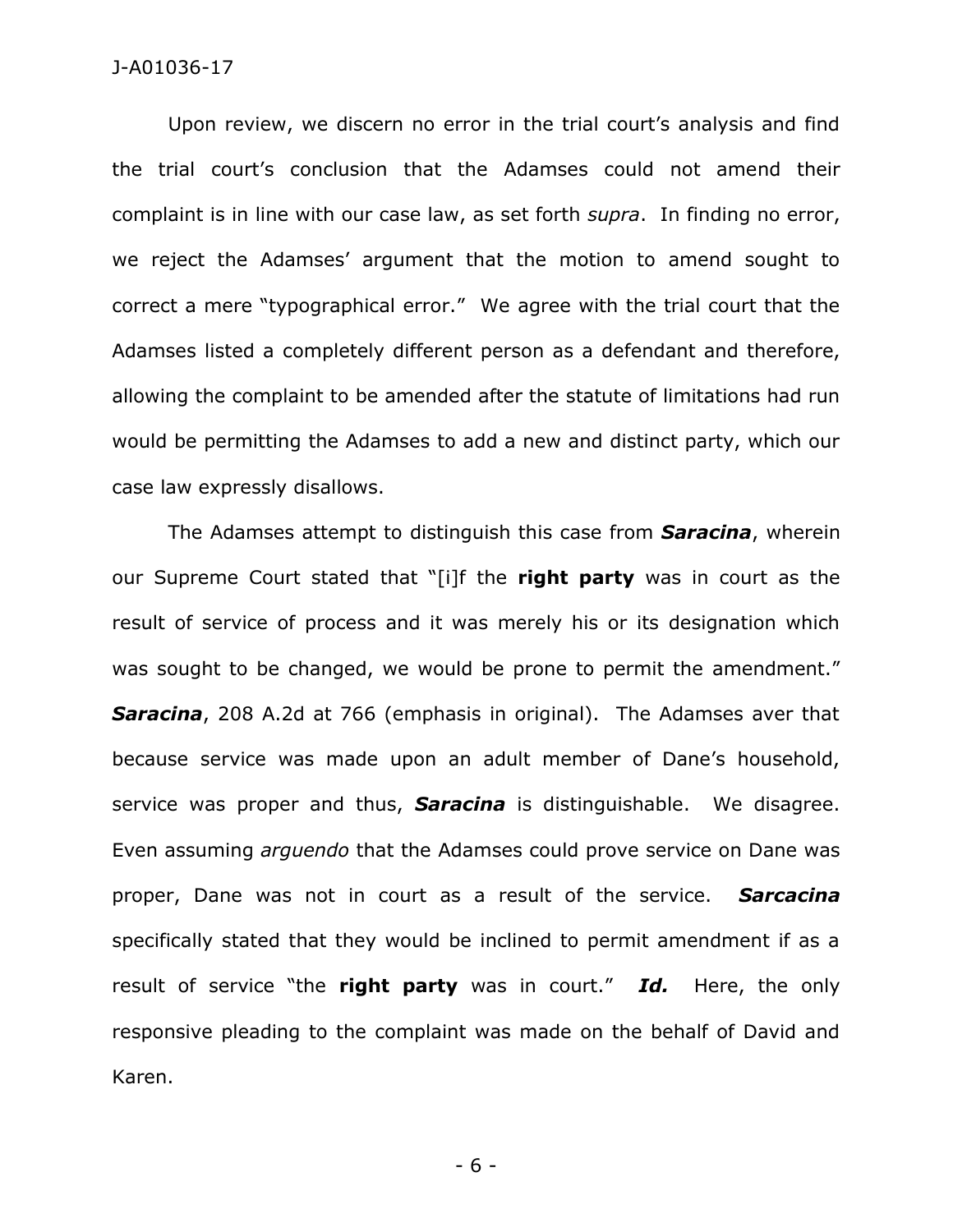Upon review, we discern no error in the trial court's analysis and find the trial court's conclusion that the Adamses could not amend their complaint is in line with our case law, as set forth *supra*. In finding no error, we reject the Adamses' argument that the motion to amend sought to correct a mere "typographical error." We agree with the trial court that the Adamses listed a completely different person as a defendant and therefore, allowing the complaint to be amended after the statute of limitations had run would be permitting the Adamses to add a new and distinct party, which our case law expressly disallows.

The Adamses attempt to distinguish this case from ***Saracina***, wherein our Supreme Court stated that "[i]f the **right party** was in court as the result of service of process and it was merely his or its designation which was sought to be changed, we would be prone to permit the amendment." ***Saracina***, 208 A.2d at 766 (emphasis in original). The Adamses aver that because service was made upon an adult member of Dane's household, service was proper and thus, ***Saracina*** is distinguishable. We disagree. Even assuming *arguendo* that the Adamses could prove service on Dane was proper, Dane was not in court as a result of the service. ***Sarcacina*** specifically stated that they would be inclined to permit amendment if as a result of service "the **right party** was in court." ***Id.*** Here, the only responsive pleading to the complaint was made on the behalf of David and Karen.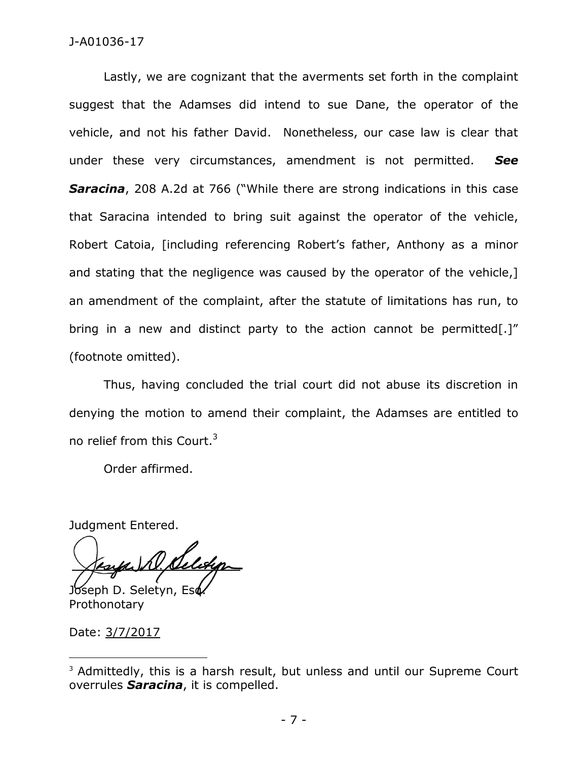Lastly, we are cognizant that the averments set forth in the complaint suggest that the Adamses did intend to sue Dane, the operator of the vehicle, and not his father David. Nonetheless, our case law is clear that under these very circumstances, amendment is not permitted. ***See Saracina***, 208 A.2d at 766 ("While there are strong indications in this case that Saracina intended to bring suit against the operator of the vehicle, Robert Catoia, [including referencing Robert's father, Anthony as a minor and stating that the negligence was caused by the operator of the vehicle,] an amendment of the complaint, after the statute of limitations has run, to bring in a new and distinct party to the action cannot be permitted[.]" (footnote omitted).

Thus, having concluded the trial court did not abuse its discretion in denying the motion to amend their complaint, the Adamses are entitled to no relief from this Court.[3]

Order affirmed.

Judgment Entered.

Joseph D. Seletyn, Esq.
Prothonotary

Date: 3/7/2017

---

[3] Admittedly, this is a harsh result, but unless and until our Supreme Court overrules ***Saracina***, it is compelled.